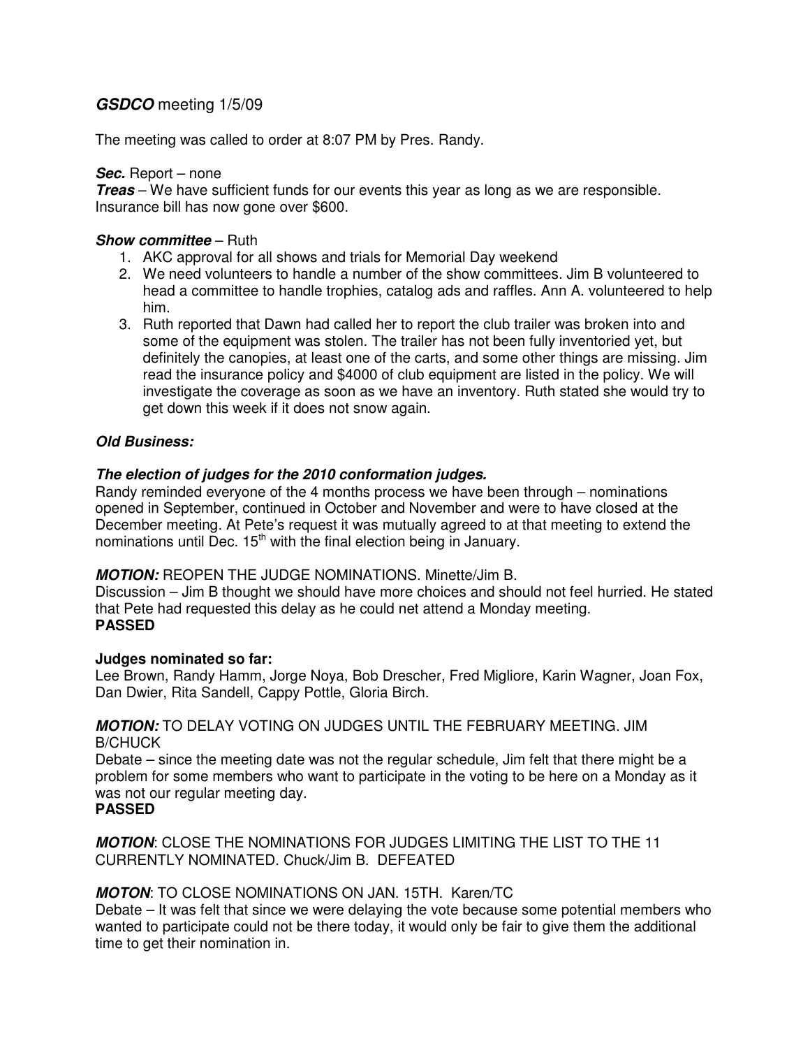## ***GSDCO*** meeting 1/5/09

The meeting was called to order at 8:07 PM by Pres. Randy.

***Sec.*** Report – none
***Treas*** – We have sufficient funds for our events this year as long as we are responsible. Insurance bill has now gone over $600.

***Show committee*** – Ruth

1. AKC approval for all shows and trials for Memorial Day weekend
2. We need volunteers to handle a number of the show committees. Jim B volunteered to head a committee to handle trophies, catalog ads and raffles. Ann A. volunteered to help him.
3. Ruth reported that Dawn had called her to report the club trailer was broken into and some of the equipment was stolen. The trailer has not been fully inventoried yet, but definitely the canopies, at least one of the carts, and some other things are missing. Jim read the insurance policy and $4000 of club equipment are listed in the policy. We will investigate the coverage as soon as we have an inventory. Ruth stated she would try to get down this week if it does not snow again.

***Old Business:***

***The election of judges for the 2010 conformation judges.***
Randy reminded everyone of the 4 months process we have been through – nominations opened in September, continued in October and November and were to have closed at the December meeting. At Pete's request it was mutually agreed to at that meeting to extend the nominations until Dec. 15th with the final election being in January.

***MOTION:*** REOPEN THE JUDGE NOMINATIONS. Minette/Jim B.
Discussion – Jim B thought we should have more choices and should not feel hurried. He stated that Pete had requested this delay as he could net attend a Monday meeting.
**PASSED**

**Judges nominated so far:**
Lee Brown, Randy Hamm, Jorge Noya, Bob Drescher, Fred Migliore, Karin Wagner, Joan Fox, Dan Dwier, Rita Sandell, Cappy Pottle, Gloria Birch.

***MOTION:*** TO DELAY VOTING ON JUDGES UNTIL THE FEBRUARY MEETING. JIM B/CHUCK
Debate – since the meeting date was not the regular schedule, Jim felt that there might be a problem for some members who want to participate in the voting to be here on a Monday as it was not our regular meeting day.
**PASSED**

***MOTION***: CLOSE THE NOMINATIONS FOR JUDGES LIMITING THE LIST TO THE 11 CURRENTLY NOMINATED. Chuck/Jim B. DEFEATED

***MOTON***: TO CLOSE NOMINATIONS ON JAN. 15TH. Karen/TC
Debate – It was felt that since we were delaying the vote because some potential members who wanted to participate could not be there today, it would only be fair to give them the additional time to get their nomination in.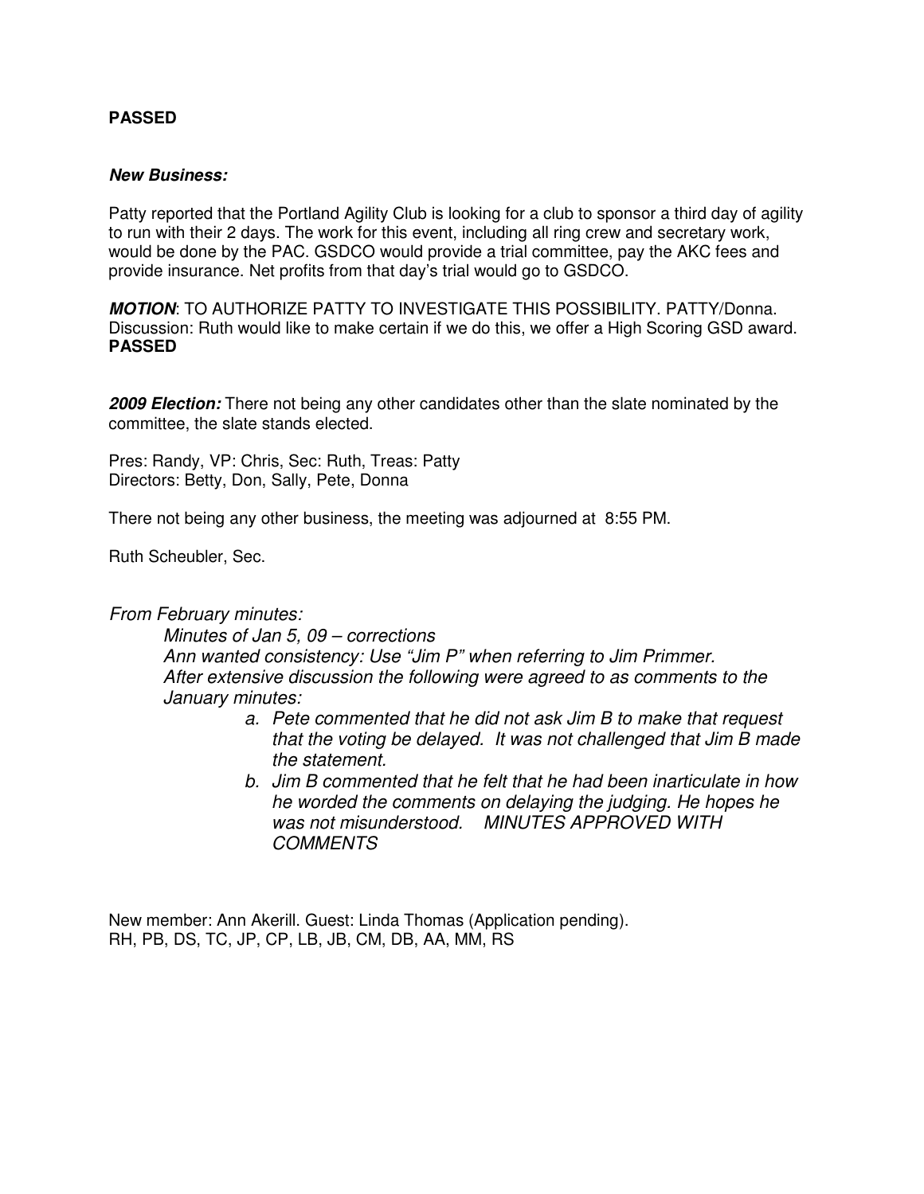**PASSED**

***New Business:***

Patty reported that the Portland Agility Club is looking for a club to sponsor a third day of agility to run with their 2 days. The work for this event, including all ring crew and secretary work, would be done by the PAC. GSDCO would provide a trial committee, pay the AKC fees and provide insurance. Net profits from that day's trial would go to GSDCO.

***MOTION***: TO AUTHORIZE PATTY TO INVESTIGATE THIS POSSIBILITY. PATTY/Donna. Discussion: Ruth would like to make certain if we do this, we offer a High Scoring GSD award.
**PASSED**

***2009 Election:*** There not being any other candidates other than the slate nominated by the committee, the slate stands elected.

Pres: Randy, VP: Chris, Sec: Ruth, Treas: Patty
Directors: Betty, Don, Sally, Pete, Donna

There not being any other business, the meeting was adjourned at 8:55 PM.

Ruth Scheubler, Sec.

*From February minutes:*

*Minutes of Jan 5, 09 – corrections*
*Ann wanted consistency: Use "Jim P" when referring to Jim Primmer.*
*After extensive discussion the following were agreed to as comments to the January minutes:*

*a. Pete commented that he did not ask Jim B to make that request that the voting be delayed. It was not challenged that Jim B made the statement.*

*b. Jim B commented that he felt that he had been inarticulate in how he worded the comments on delaying the judging. He hopes he was not misunderstood. MINUTES APPROVED WITH COMMENTS*

New member: Ann Akerill. Guest: Linda Thomas (Application pending).
RH, PB, DS, TC, JP, CP, LB, JB, CM, DB, AA, MM, RS